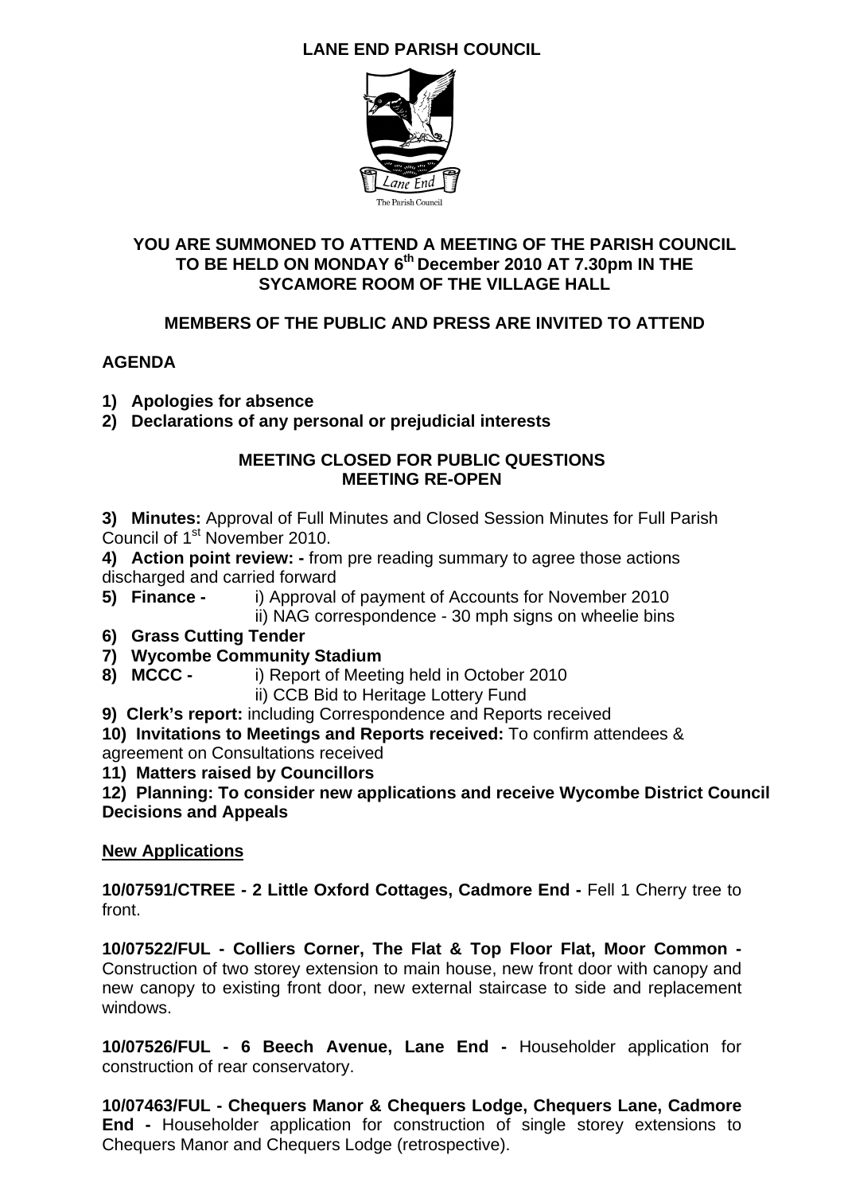# LANE END PARISH COUNCIL

Lane End

The Parish Council

**YOU ARE SUMMONED TO ATTEND A MEETING OF THE PARISH COUNCIL TO BE HELD ON MONDAY 6th December 2010 AT 7.30pm IN THE SYCAMORE ROOM OF THE VILLAGE HALL**

**MEMBERS OF THE PUBLIC AND PRESS ARE INVITED TO ATTEND**

## AGENDA

1) **Apologies for absence**
2) **Declarations of any personal or prejudicial interests**

**MEETING CLOSED FOR PUBLIC QUESTIONS**
**MEETING RE-OPEN**

**3) Minutes:** Approval of Full Minutes and Closed Session Minutes for Full Parish Council of 1st November 2010.

**4) Action point review: -** from pre reading summary to agree those actions discharged and carried forward

**5) Finance -** i) Approval of payment of Accounts for November 2010
ii) NAG correspondence - 30 mph signs on wheelie bins

**6) Grass Cutting Tender**

**7) Wycombe Community Stadium**

**8) MCCC -** i) Report of Meeting held in October 2010
ii) CCB Bid to Heritage Lottery Fund

**9) Clerk's report:** including Correspondence and Reports received

**10) Invitations to Meetings and Reports received:** To confirm attendees & agreement on Consultations received

**11) Matters raised by Councillors**

**12) Planning: To consider new applications and receive Wycombe District Council Decisions and Appeals**

**New Applications**

**10/07591/CTREE - 2 Little Oxford Cottages, Cadmore End -** Fell 1 Cherry tree to front.

**10/07522/FUL - Colliers Corner, The Flat & Top Floor Flat, Moor Common -** Construction of two storey extension to main house, new front door with canopy and new canopy to existing front door, new external staircase to side and replacement windows.

**10/07526/FUL - 6 Beech Avenue, Lane End -** Householder application for construction of rear conservatory.

**10/07463/FUL - Chequers Manor & Chequers Lodge, Chequers Lane, Cadmore End -** Householder application for construction of single storey extensions to Chequers Manor and Chequers Lodge (retrospective).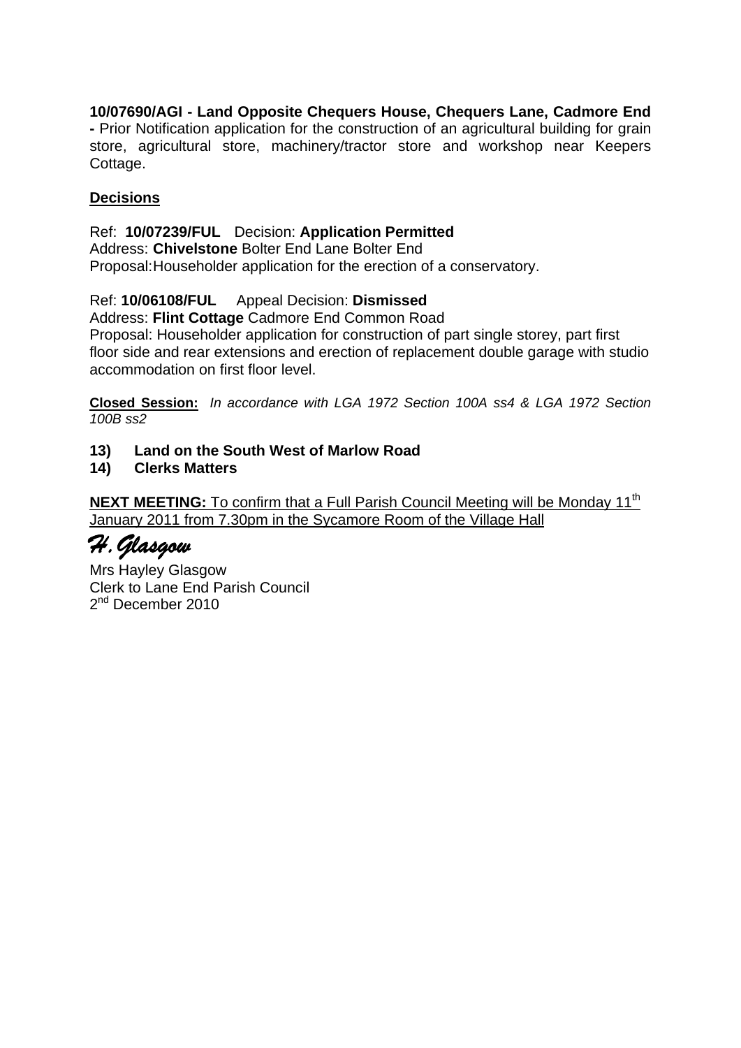**10/07690/AGI - Land Opposite Chequers House, Chequers Lane, Cadmore End -** Prior Notification application for the construction of an agricultural building for grain store, agricultural store, machinery/tractor store and workshop near Keepers Cottage.

**Decisions**

Ref: **10/07239/FUL** Decision: **Application Permitted**
Address: **Chivelstone** Bolter End Lane Bolter End
Proposal: Householder application for the erection of a conservatory.

Ref: **10/06108/FUL** Appeal Decision: **Dismissed**
Address: **Flint Cottage** Cadmore End Common Road
Proposal: Householder application for construction of part single storey, part first floor side and rear extensions and erection of replacement double garage with studio accommodation on first floor level.

**Closed Session:** *In accordance with LGA 1972 Section 100A ss4 & LGA 1972 Section 100B ss2*

**13) Land on the South West of Marlow Road**
**14) Clerks Matters**

**NEXT MEETING:** To confirm that a Full Parish Council Meeting will be Monday 11th January 2011 from 7.30pm in the Sycamore Room of the Village Hall

*H.Glasgow*

Mrs Hayley Glasgow
Clerk to Lane End Parish Council
2nd December 2010